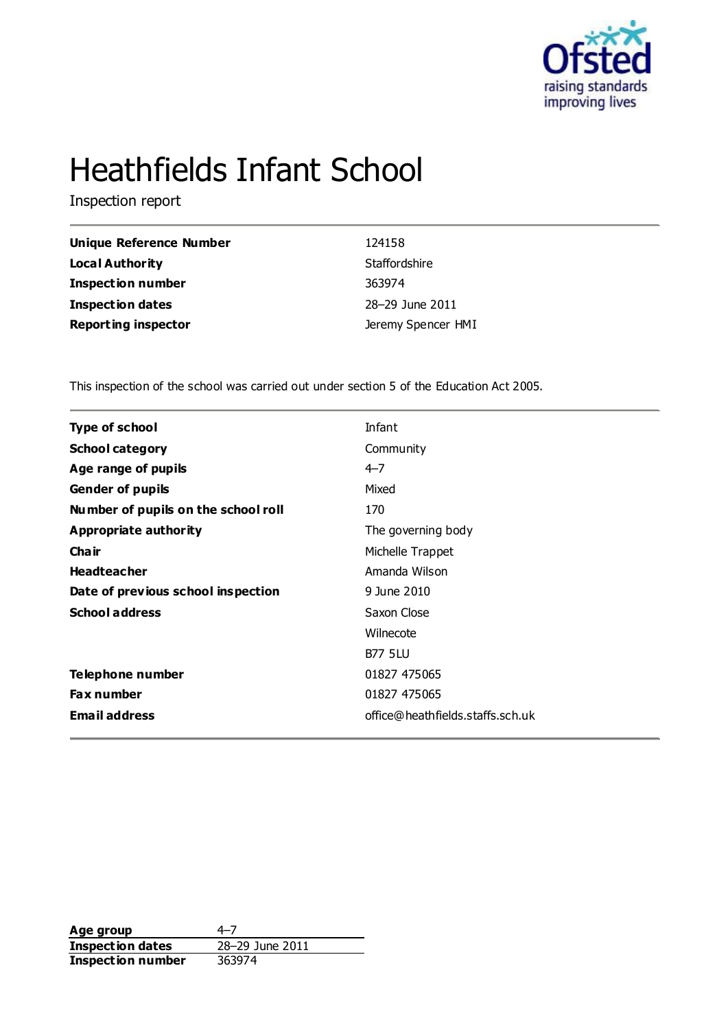# Heathfields Infant School

Inspection report

| | |
|---|---|
| **Unique Reference Number** | 124158 |
| **Local Authority** | Staffordshire |
| **Inspection number** | 363974 |
| **Inspection dates** | 28–29 June 2011 |
| **Reporting inspector** | Jeremy Spencer HMI |

This inspection of the school was carried out under section 5 of the Education Act 2005.

| | |
|---|---|
| **Type of school** | Infant |
| **School category** | Community |
| **Age range of pupils** | 4–7 |
| **Gender of pupils** | Mixed |
| **Number of pupils on the school roll** | 170 |
| **Appropriate authority** | The governing body |
| **Chair** | Michelle Trappet |
| **Headteacher** | Amanda Wilson |
| **Date of previous school inspection** | 9 June 2010 |
| **School address** | Saxon Close<br>Wilnecote<br>B77 5LU |
| **Telephone number** | 01827 475065 |
| **Fax number** | 01827 475065 |
| **Email address** | office@heathfields.staffs.sch.uk |

| | |
|---|---|
| **Age group** | 4–7 |
| **Inspection dates** | 28–29 June 2011 |
| **Inspection number** | 363974 |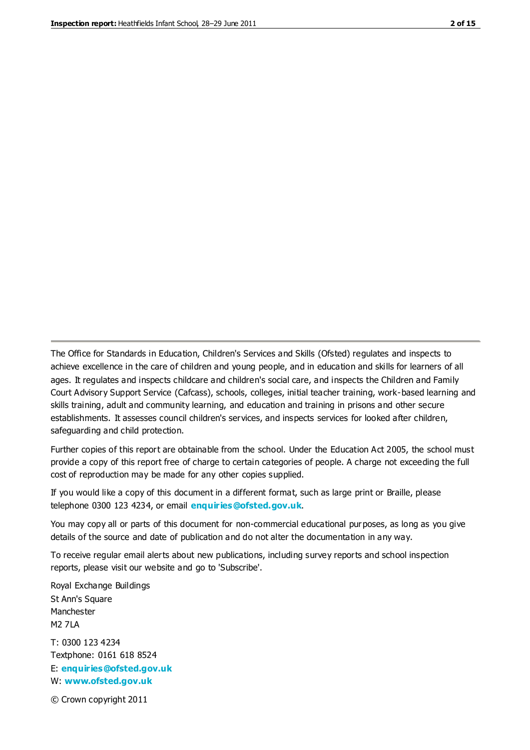The Office for Standards in Education, Children's Services and Skills (Ofsted) regulates and inspects to achieve excellence in the care of children and young people, and in education and skills for learners of all ages. It regulates and inspects childcare and children's social care, and inspects the Children and Family Court Advisory Support Service (Cafcass), schools, colleges, initial teacher training, work-based learning and skills training, adult and community learning, and education and training in prisons and other secure establishments. It assesses council children's services, and inspects services for looked after children, safeguarding and child protection.

Further copies of this report are obtainable from the school. Under the Education Act 2005, the school must provide a copy of this report free of charge to certain categories of people. A charge not exceeding the full cost of reproduction may be made for any other copies supplied.

If you would like a copy of this document in a different format, such as large print or Braille, please telephone 0300 123 4234, or email **enquiries@ofsted.gov.uk**.

You may copy all or parts of this document for non-commercial educational purposes, as long as you give details of the source and date of publication and do not alter the documentation in any way.

To receive regular email alerts about new publications, including survey reports and school inspection reports, please visit our website and go to 'Subscribe'.

Royal Exchange Buildings
St Ann's Square
Manchester
M2 7LA

T: 0300 123 4234
Textphone: 0161 618 8524
E: **enquiries@ofsted.gov.uk**
W: **www.ofsted.gov.uk**

© Crown copyright 2011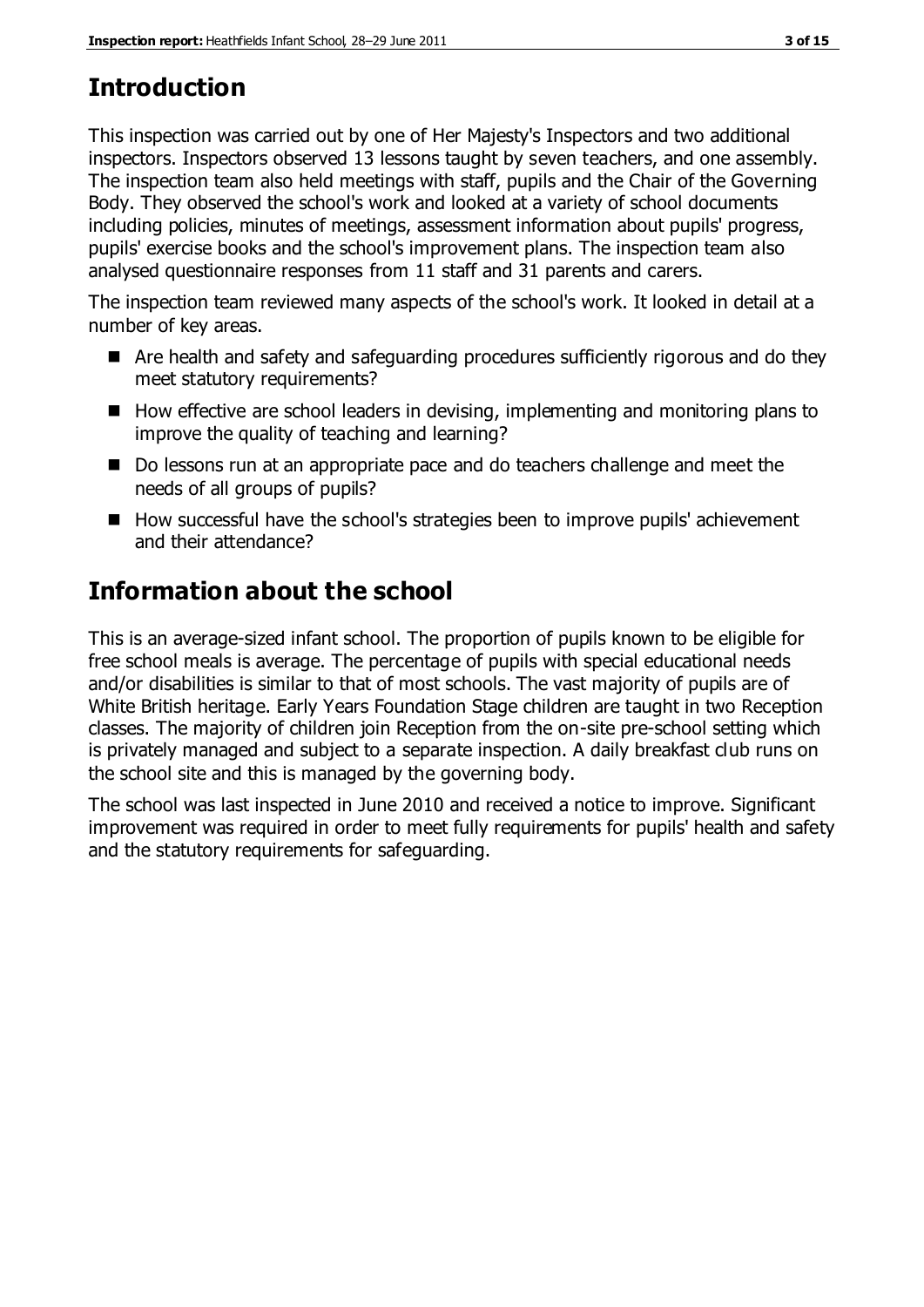## Introduction

This inspection was carried out by one of Her Majesty's Inspectors and two additional inspectors. Inspectors observed 13 lessons taught by seven teachers, and one assembly. The inspection team also held meetings with staff, pupils and the Chair of the Governing Body. They observed the school's work and looked at a variety of school documents including policies, minutes of meetings, assessment information about pupils' progress, pupils' exercise books and the school's improvement plans. The inspection team also analysed questionnaire responses from 11 staff and 31 parents and carers.

The inspection team reviewed many aspects of the school's work. It looked in detail at a number of key areas.

- Are health and safety and safeguarding procedures sufficiently rigorous and do they meet statutory requirements?
- How effective are school leaders in devising, implementing and monitoring plans to improve the quality of teaching and learning?
- Do lessons run at an appropriate pace and do teachers challenge and meet the needs of all groups of pupils?
- How successful have the school's strategies been to improve pupils' achievement and their attendance?

## Information about the school

This is an average-sized infant school. The proportion of pupils known to be eligible for free school meals is average. The percentage of pupils with special educational needs and/or disabilities is similar to that of most schools. The vast majority of pupils are of White British heritage. Early Years Foundation Stage children are taught in two Reception classes. The majority of children join Reception from the on-site pre-school setting which is privately managed and subject to a separate inspection. A daily breakfast club runs on the school site and this is managed by the governing body.

The school was last inspected in June 2010 and received a notice to improve. Significant improvement was required in order to meet fully requirements for pupils' health and safety and the statutory requirements for safeguarding.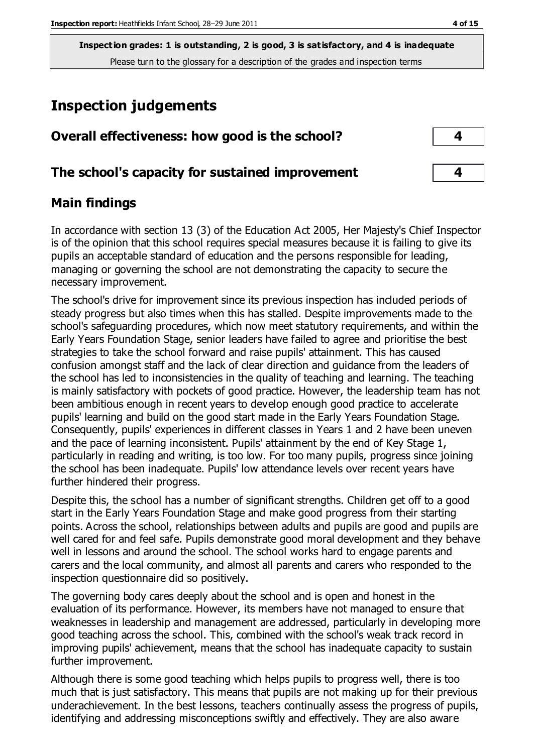**Inspection grades: 1 is outstanding, 2 is good, 3 is satisfactory, and 4 is inadequate**
Please turn to the glossary for a description of the grades and inspection terms

# Inspection judgements

| Overall effectiveness: how good is the school? | 4 |
|---|---|
| **The school's capacity for sustained improvement** | **4** |

## Main findings

In accordance with section 13 (3) of the Education Act 2005, Her Majesty's Chief Inspector is of the opinion that this school requires special measures because it is failing to give its pupils an acceptable standard of education and the persons responsible for leading, managing or governing the school are not demonstrating the capacity to secure the necessary improvement.

The school's drive for improvement since its previous inspection has included periods of steady progress but also times when this has stalled. Despite improvements made to the school's safeguarding procedures, which now meet statutory requirements, and within the Early Years Foundation Stage, senior leaders have failed to agree and prioritise the best strategies to take the school forward and raise pupils' attainment. This has caused confusion amongst staff and the lack of clear direction and guidance from the leaders of the school has led to inconsistencies in the quality of teaching and learning. The teaching is mainly satisfactory with pockets of good practice. However, the leadership team has not been ambitious enough in recent years to develop enough good practice to accelerate pupils' learning and build on the good start made in the Early Years Foundation Stage. Consequently, pupils' experiences in different classes in Years 1 and 2 have been uneven and the pace of learning inconsistent. Pupils' attainment by the end of Key Stage 1, particularly in reading and writing, is too low. For too many pupils, progress since joining the school has been inadequate. Pupils' low attendance levels over recent years have further hindered their progress.

Despite this, the school has a number of significant strengths. Children get off to a good start in the Early Years Foundation Stage and make good progress from their starting points. Across the school, relationships between adults and pupils are good and pupils are well cared for and feel safe. Pupils demonstrate good moral development and they behave well in lessons and around the school. The school works hard to engage parents and carers and the local community, and almost all parents and carers who responded to the inspection questionnaire did so positively.

The governing body cares deeply about the school and is open and honest in the evaluation of its performance. However, its members have not managed to ensure that weaknesses in leadership and management are addressed, particularly in developing more good teaching across the school. This, combined with the school's weak track record in improving pupils' achievement, means that the school has inadequate capacity to sustain further improvement.

Although there is some good teaching which helps pupils to progress well, there is too much that is just satisfactory. This means that pupils are not making up for their previous underachievement. In the best lessons, teachers continually assess the progress of pupils, identifying and addressing misconceptions swiftly and effectively. They are also aware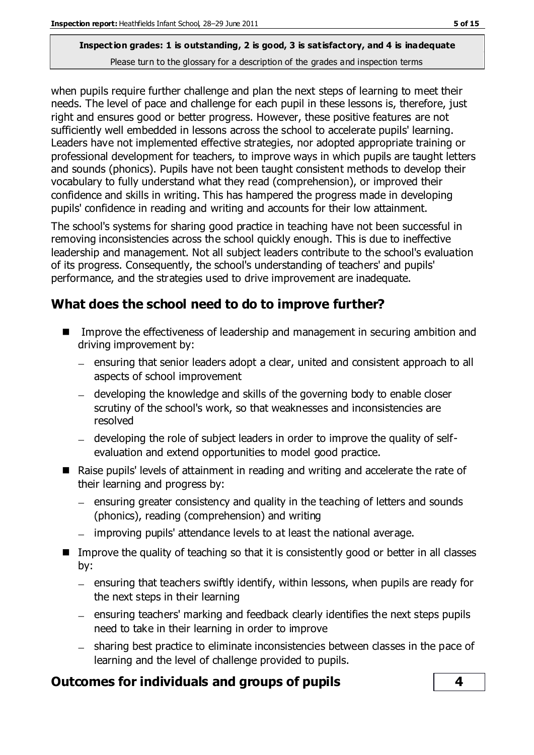when pupils require further challenge and plan the next steps of learning to meet their needs. The level of pace and challenge for each pupil in these lessons is, therefore, just right and ensures good or better progress. However, these positive features are not sufficiently well embedded in lessons across the school to accelerate pupils' learning. Leaders have not implemented effective strategies, nor adopted appropriate training or professional development for teachers, to improve ways in which pupils are taught letters and sounds (phonics). Pupils have not been taught consistent methods to develop their vocabulary to fully understand what they read (comprehension), or improved their confidence and skills in writing. This has hampered the progress made in developing pupils' confidence in reading and writing and accounts for their low attainment.

The school's systems for sharing good practice in teaching have not been successful in removing inconsistencies across the school quickly enough. This is due to ineffective leadership and management. Not all subject leaders contribute to the school's evaluation of its progress. Consequently, the school's understanding of teachers' and pupils' performance, and the strategies used to drive improvement are inadequate.

## What does the school need to do to improve further?

- Improve the effectiveness of leadership and management in securing ambition and driving improvement by:
  - ensuring that senior leaders adopt a clear, united and consistent approach to all aspects of school improvement
  - developing the knowledge and skills of the governing body to enable closer scrutiny of the school's work, so that weaknesses and inconsistencies are resolved
  - developing the role of subject leaders in order to improve the quality of self-evaluation and extend opportunities to model good practice.
- Raise pupils' levels of attainment in reading and writing and accelerate the rate of their learning and progress by:
  - ensuring greater consistency and quality in the teaching of letters and sounds (phonics), reading (comprehension) and writing
  - improving pupils' attendance levels to at least the national average.
- Improve the quality of teaching so that it is consistently good or better in all classes by:
  - ensuring that teachers swiftly identify, within lessons, when pupils are ready for the next steps in their learning
  - ensuring teachers' marking and feedback clearly identifies the next steps pupils need to take in their learning in order to improve
  - sharing best practice to eliminate inconsistencies between classes in the pace of learning and the level of challenge provided to pupils.

## Outcomes for individuals and groups of pupils — 4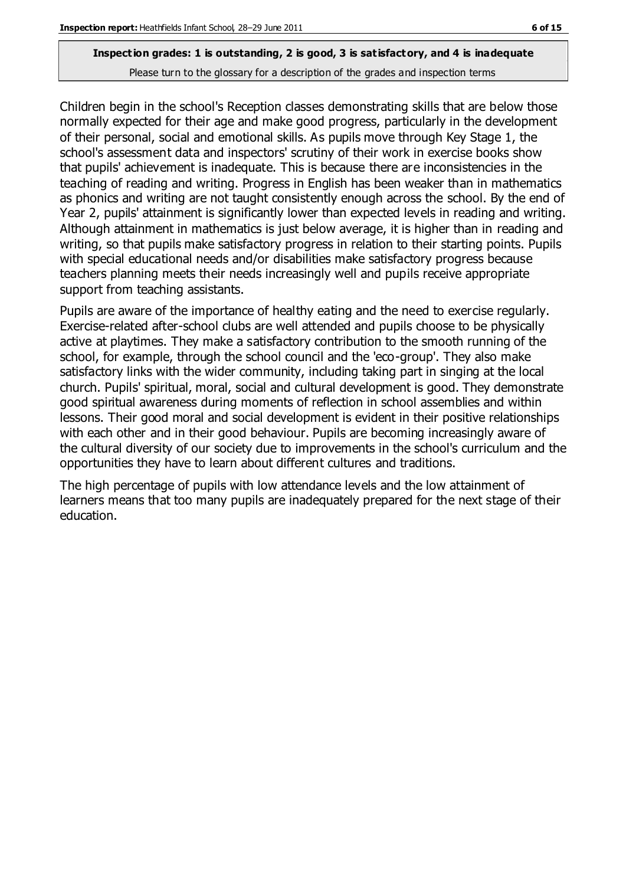**Inspection grades: 1 is outstanding, 2 is good, 3 is satisfactory, and 4 is inadequate**

Please turn to the glossary for a description of the grades and inspection terms

Children begin in the school's Reception classes demonstrating skills that are below those normally expected for their age and make good progress, particularly in the development of their personal, social and emotional skills. As pupils move through Key Stage 1, the school's assessment data and inspectors' scrutiny of their work in exercise books show that pupils' achievement is inadequate. This is because there are inconsistencies in the teaching of reading and writing. Progress in English has been weaker than in mathematics as phonics and writing are not taught consistently enough across the school. By the end of Year 2, pupils' attainment is significantly lower than expected levels in reading and writing. Although attainment in mathematics is just below average, it is higher than in reading and writing, so that pupils make satisfactory progress in relation to their starting points. Pupils with special educational needs and/or disabilities make satisfactory progress because teachers planning meets their needs increasingly well and pupils receive appropriate support from teaching assistants.

Pupils are aware of the importance of healthy eating and the need to exercise regularly. Exercise-related after-school clubs are well attended and pupils choose to be physically active at playtimes. They make a satisfactory contribution to the smooth running of the school, for example, through the school council and the 'eco-group'. They also make satisfactory links with the wider community, including taking part in singing at the local church. Pupils' spiritual, moral, social and cultural development is good. They demonstrate good spiritual awareness during moments of reflection in school assemblies and within lessons. Their good moral and social development is evident in their positive relationships with each other and in their good behaviour. Pupils are becoming increasingly aware of the cultural diversity of our society due to improvements in the school's curriculum and the opportunities they have to learn about different cultures and traditions.

The high percentage of pupils with low attendance levels and the low attainment of learners means that too many pupils are inadequately prepared for the next stage of their education.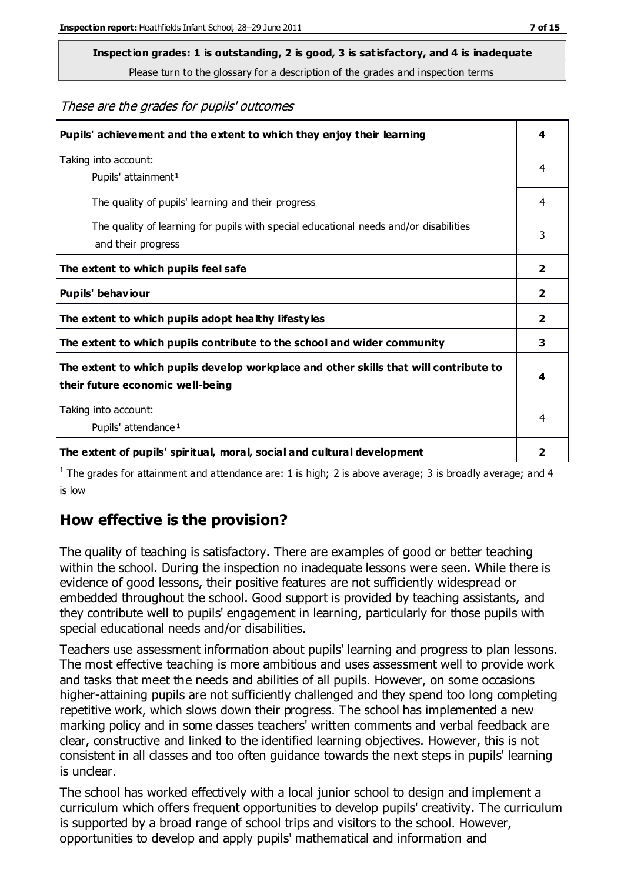**Inspection grades: 1 is outstanding, 2 is good, 3 is satisfactory, and 4 is inadequate**

Please turn to the glossary for a description of the grades and inspection terms

*These are the grades for pupils' outcomes*

| | |
|---|---|
| **Pupils' achievement and the extent to which they enjoy their learning** | **4** |
| Taking into account: Pupils' attainment[1] | 4 |
| The quality of pupils' learning and their progress | 4 |
| The quality of learning for pupils with special educational needs and/or disabilities and their progress | 3 |
| **The extent to which pupils feel safe** | **2** |
| **Pupils' behaviour** | **2** |
| **The extent to which pupils adopt healthy lifestyles** | **2** |
| **The extent to which pupils contribute to the school and wider community** | **3** |
| **The extent to which pupils develop workplace and other skills that will contribute to their future economic well-being** | **4** |
| Taking into account: Pupils' attendance[1] | 4 |
| **The extent of pupils' spiritual, moral, social and cultural development** | **2** |

[1] The grades for attainment and attendance are: 1 is high; 2 is above average; 3 is broadly average; and 4 is low

## How effective is the provision?

The quality of teaching is satisfactory. There are examples of good or better teaching within the school. During the inspection no inadequate lessons were seen. While there is evidence of good lessons, their positive features are not sufficiently widespread or embedded throughout the school. Good support is provided by teaching assistants, and they contribute well to pupils' engagement in learning, particularly for those pupils with special educational needs and/or disabilities.

Teachers use assessment information about pupils' learning and progress to plan lessons. The most effective teaching is more ambitious and uses assessment well to provide work and tasks that meet the needs and abilities of all pupils. However, on some occasions higher-attaining pupils are not sufficiently challenged and they spend too long completing repetitive work, which slows down their progress. The school has implemented a new marking policy and in some classes teachers' written comments and verbal feedback are clear, constructive and linked to the identified learning objectives. However, this is not consistent in all classes and too often guidance towards the next steps in pupils' learning is unclear.

The school has worked effectively with a local junior school to design and implement a curriculum which offers frequent opportunities to develop pupils' creativity. The curriculum is supported by a broad range of school trips and visitors to the school. However, opportunities to develop and apply pupils' mathematical and information and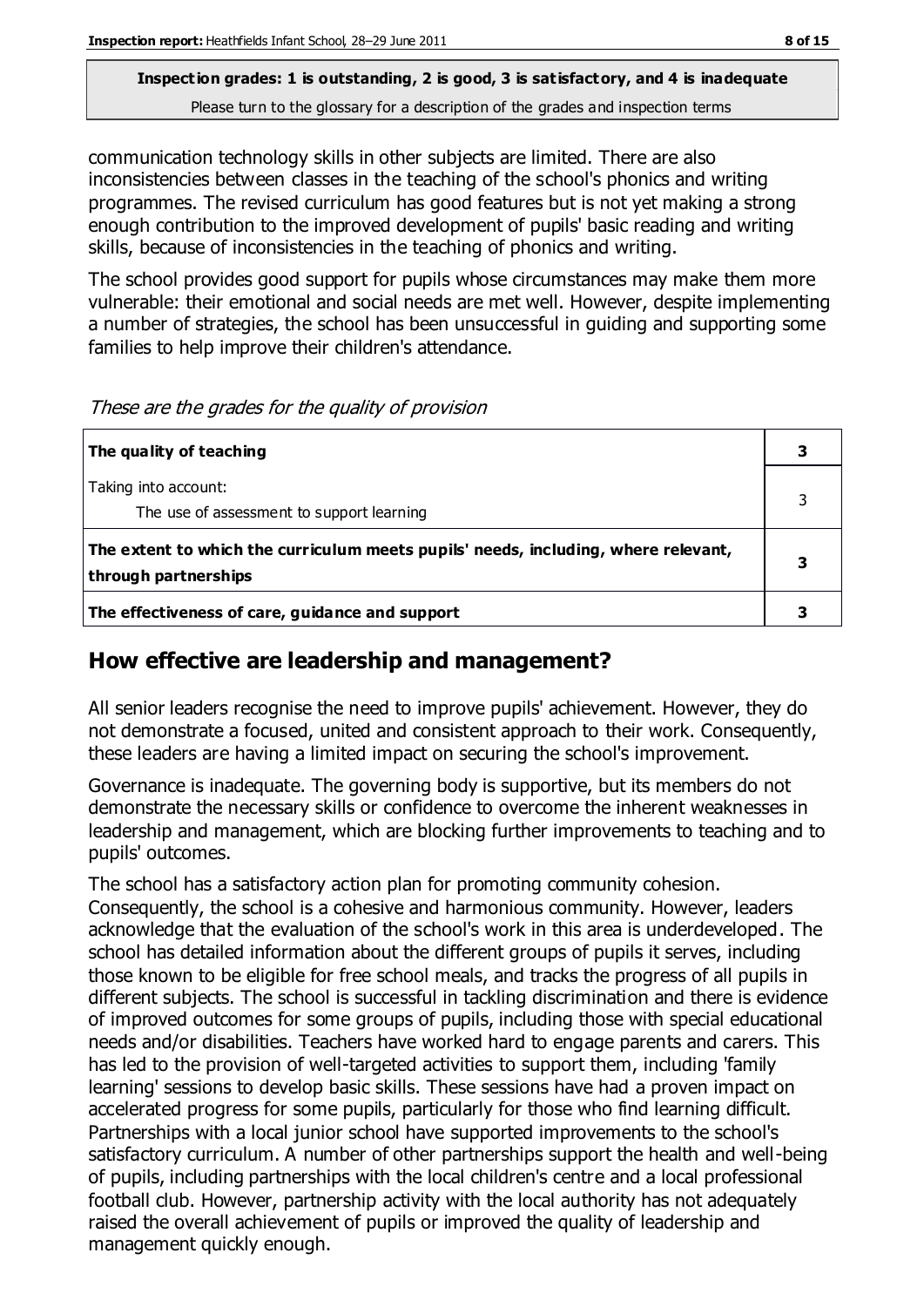communication technology skills in other subjects are limited. There are also inconsistencies between classes in the teaching of the school's phonics and writing programmes. The revised curriculum has good features but is not yet making a strong enough contribution to the improved development of pupils' basic reading and writing skills, because of inconsistencies in the teaching of phonics and writing.

The school provides good support for pupils whose circumstances may make them more vulnerable: their emotional and social needs are met well. However, despite implementing a number of strategies, the school has been unsuccessful in guiding and supporting some families to help improve their children's attendance.

*These are the grades for the quality of provision*

| | |
|---|---|
| **The quality of teaching** | **3** |
| Taking into account:<br>The use of assessment to support learning | 3 |
| **The extent to which the curriculum meets pupils' needs, including, where relevant, through partnerships** | **3** |
| **The effectiveness of care, guidance and support** | **3** |

## How effective are leadership and management?

All senior leaders recognise the need to improve pupils' achievement. However, they do not demonstrate a focused, united and consistent approach to their work. Consequently, these leaders are having a limited impact on securing the school's improvement.

Governance is inadequate. The governing body is supportive, but its members do not demonstrate the necessary skills or confidence to overcome the inherent weaknesses in leadership and management, which are blocking further improvements to teaching and to pupils' outcomes.

The school has a satisfactory action plan for promoting community cohesion. Consequently, the school is a cohesive and harmonious community. However, leaders acknowledge that the evaluation of the school's work in this area is underdeveloped. The school has detailed information about the different groups of pupils it serves, including those known to be eligible for free school meals, and tracks the progress of all pupils in different subjects. The school is successful in tackling discrimination and there is evidence of improved outcomes for some groups of pupils, including those with special educational needs and/or disabilities. Teachers have worked hard to engage parents and carers. This has led to the provision of well-targeted activities to support them, including 'family learning' sessions to develop basic skills. These sessions have had a proven impact on accelerated progress for some pupils, particularly for those who find learning difficult. Partnerships with a local junior school have supported improvements to the school's satisfactory curriculum. A number of other partnerships support the health and well-being of pupils, including partnerships with the local children's centre and a local professional football club. However, partnership activity with the local authority has not adequately raised the overall achievement of pupils or improved the quality of leadership and management quickly enough.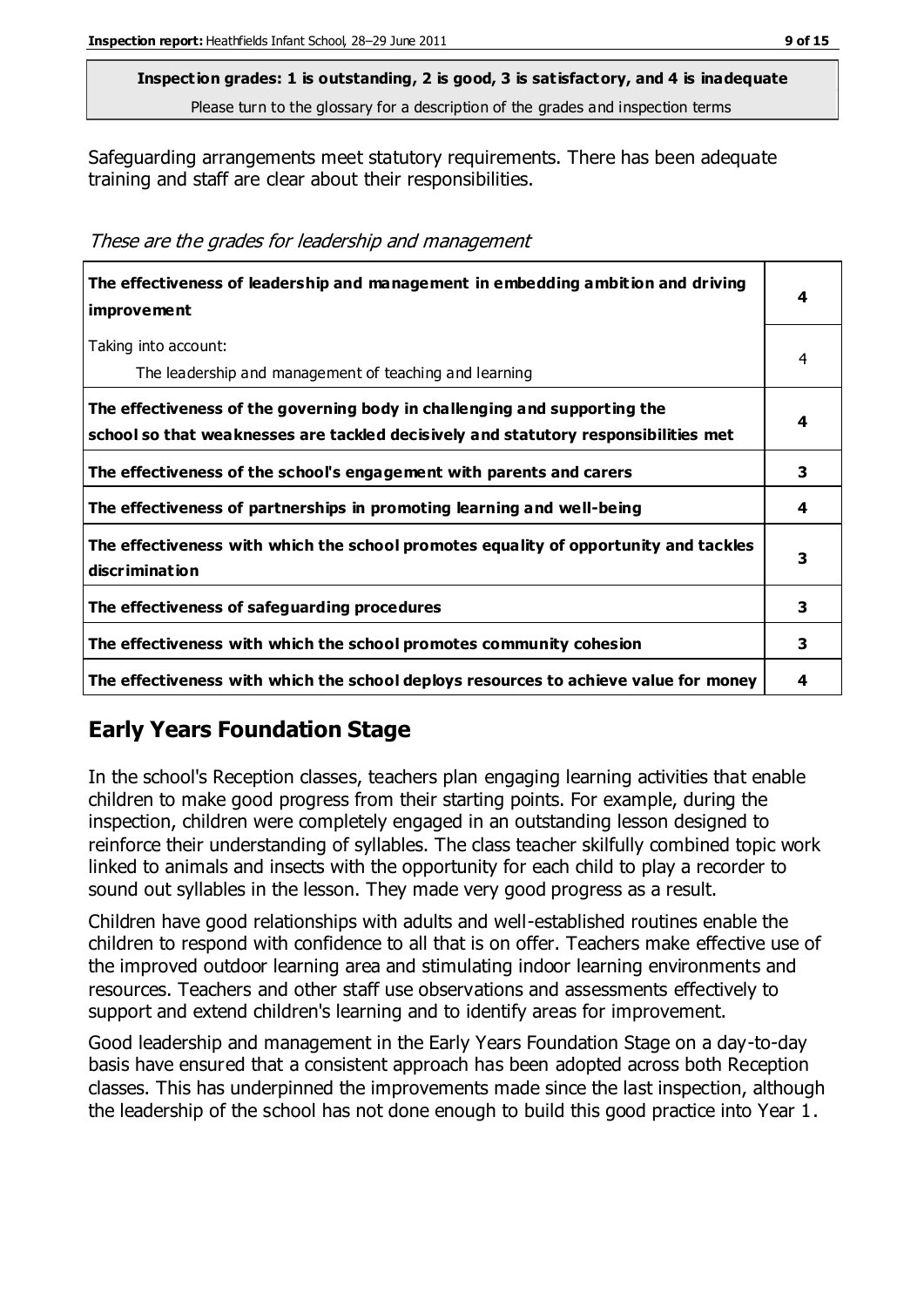**Inspection grades: 1 is outstanding, 2 is good, 3 is satisfactory, and 4 is inadequate**
Please turn to the glossary for a description of the grades and inspection terms

Safeguarding arrangements meet statutory requirements. There has been adequate training and staff are clear about their responsibilities.

*These are the grades for leadership and management*

| | |
|---|---|
| **The effectiveness of leadership and management in embedding ambition and driving improvement** | **4** |
| Taking into account:<br>The leadership and management of teaching and learning | 4 |
| **The effectiveness of the governing body in challenging and supporting the school so that weaknesses are tackled decisively and statutory responsibilities met** | **4** |
| **The effectiveness of the school's engagement with parents and carers** | **3** |
| **The effectiveness of partnerships in promoting learning and well-being** | **4** |
| **The effectiveness with which the school promotes equality of opportunity and tackles discrimination** | **3** |
| **The effectiveness of safeguarding procedures** | **3** |
| **The effectiveness with which the school promotes community cohesion** | **3** |
| **The effectiveness with which the school deploys resources to achieve value for money** | **4** |

## Early Years Foundation Stage

In the school's Reception classes, teachers plan engaging learning activities that enable children to make good progress from their starting points. For example, during the inspection, children were completely engaged in an outstanding lesson designed to reinforce their understanding of syllables. The class teacher skilfully combined topic work linked to animals and insects with the opportunity for each child to play a recorder to sound out syllables in the lesson. They made very good progress as a result.

Children have good relationships with adults and well-established routines enable the children to respond with confidence to all that is on offer. Teachers make effective use of the improved outdoor learning area and stimulating indoor learning environments and resources. Teachers and other staff use observations and assessments effectively to support and extend children's learning and to identify areas for improvement.

Good leadership and management in the Early Years Foundation Stage on a day-to-day basis have ensured that a consistent approach has been adopted across both Reception classes. This has underpinned the improvements made since the last inspection, although the leadership of the school has not done enough to build this good practice into Year 1.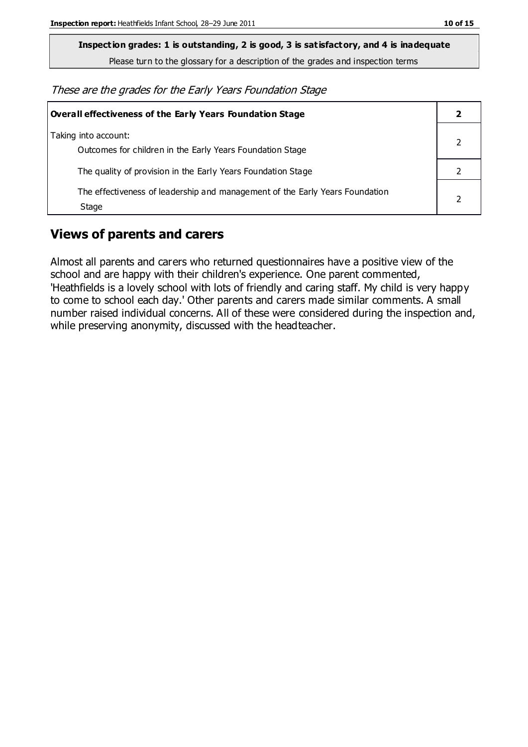**Inspection grades: 1 is outstanding, 2 is good, 3 is satisfactory, and 4 is inadequate**

Please turn to the glossary for a description of the grades and inspection terms

*These are the grades for the Early Years Foundation Stage*

| **Overall effectiveness of the Early Years Foundation Stage** | **2** |
|---|---|
| Taking into account:<br>Outcomes for children in the Early Years Foundation Stage | 2 |
| The quality of provision in the Early Years Foundation Stage | 2 |
| The effectiveness of leadership and management of the Early Years Foundation Stage | 2 |

## Views of parents and carers

Almost all parents and carers who returned questionnaires have a positive view of the school and are happy with their children's experience. One parent commented, 'Heathfields is a lovely school with lots of friendly and caring staff. My child is very happy to come to school each day.' Other parents and carers made similar comments. A small number raised individual concerns. All of these were considered during the inspection and, while preserving anonymity, discussed with the headteacher.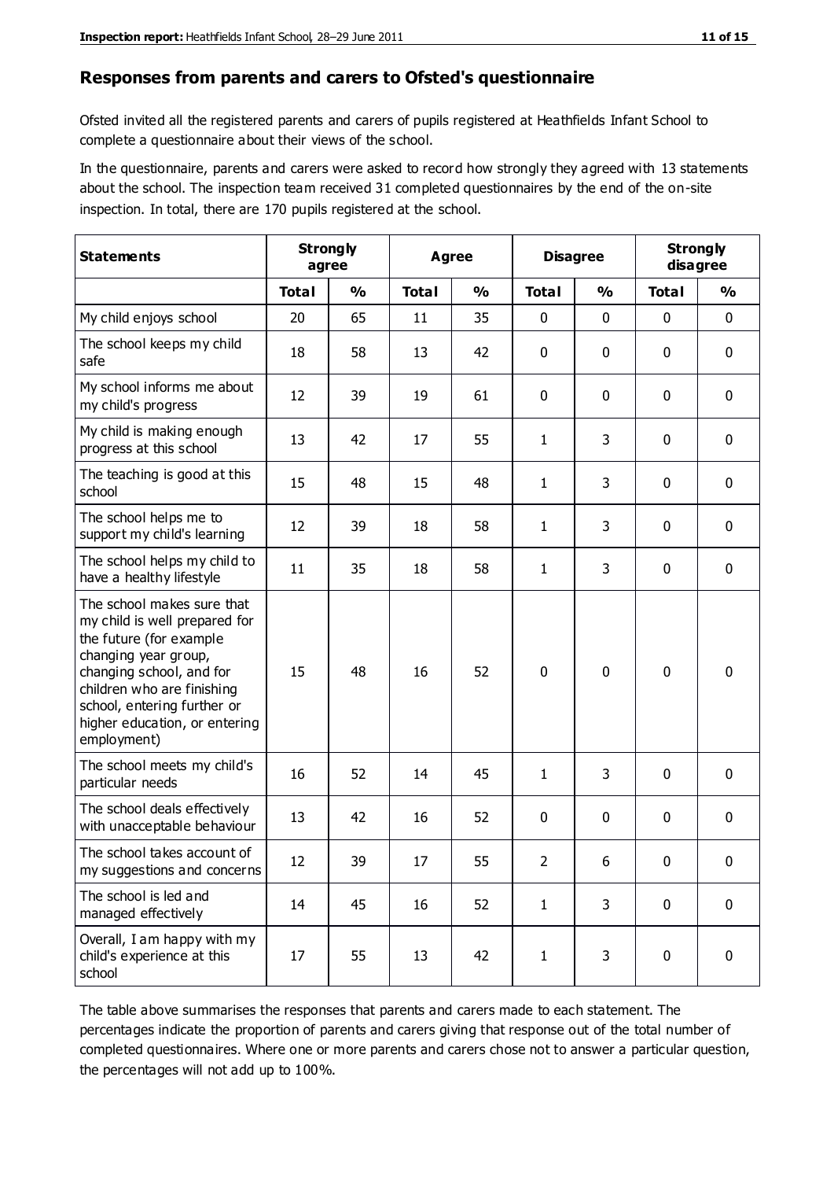## Responses from parents and carers to Ofsted's questionnaire

Ofsted invited all the registered parents and carers of pupils registered at Heathfields Infant School to complete a questionnaire about their views of the school.

In the questionnaire, parents and carers were asked to record how strongly they agreed with 13 statements about the school. The inspection team received 31 completed questionnaires by the end of the on-site inspection. In total, there are 170 pupils registered at the school.

| Statements | Strongly agree | | Agree | | Disagree | | Strongly disagree | |
|---|---|---|---|---|---|---|---|---|
| | Total | % | Total | % | Total | % | Total | % |
| My child enjoys school | 20 | 65 | 11 | 35 | 0 | 0 | 0 | 0 |
| The school keeps my child safe | 18 | 58 | 13 | 42 | 0 | 0 | 0 | 0 |
| My school informs me about my child's progress | 12 | 39 | 19 | 61 | 0 | 0 | 0 | 0 |
| My child is making enough progress at this school | 13 | 42 | 17 | 55 | 1 | 3 | 0 | 0 |
| The teaching is good at this school | 15 | 48 | 15 | 48 | 1 | 3 | 0 | 0 |
| The school helps me to support my child's learning | 12 | 39 | 18 | 58 | 1 | 3 | 0 | 0 |
| The school helps my child to have a healthy lifestyle | 11 | 35 | 18 | 58 | 1 | 3 | 0 | 0 |
| The school makes sure that my child is well prepared for the future (for example changing year group, changing school, and for children who are finishing school, entering further or higher education, or entering employment) | 15 | 48 | 16 | 52 | 0 | 0 | 0 | 0 |
| The school meets my child's particular needs | 16 | 52 | 14 | 45 | 1 | 3 | 0 | 0 |
| The school deals effectively with unacceptable behaviour | 13 | 42 | 16 | 52 | 0 | 0 | 0 | 0 |
| The school takes account of my suggestions and concerns | 12 | 39 | 17 | 55 | 2 | 6 | 0 | 0 |
| The school is led and managed effectively | 14 | 45 | 16 | 52 | 1 | 3 | 0 | 0 |
| Overall, I am happy with my child's experience at this school | 17 | 55 | 13 | 42 | 1 | 3 | 0 | 0 |

The table above summarises the responses that parents and carers made to each statement. The percentages indicate the proportion of parents and carers giving that response out of the total number of completed questionnaires. Where one or more parents and carers chose not to answer a particular question, the percentages will not add up to 100%.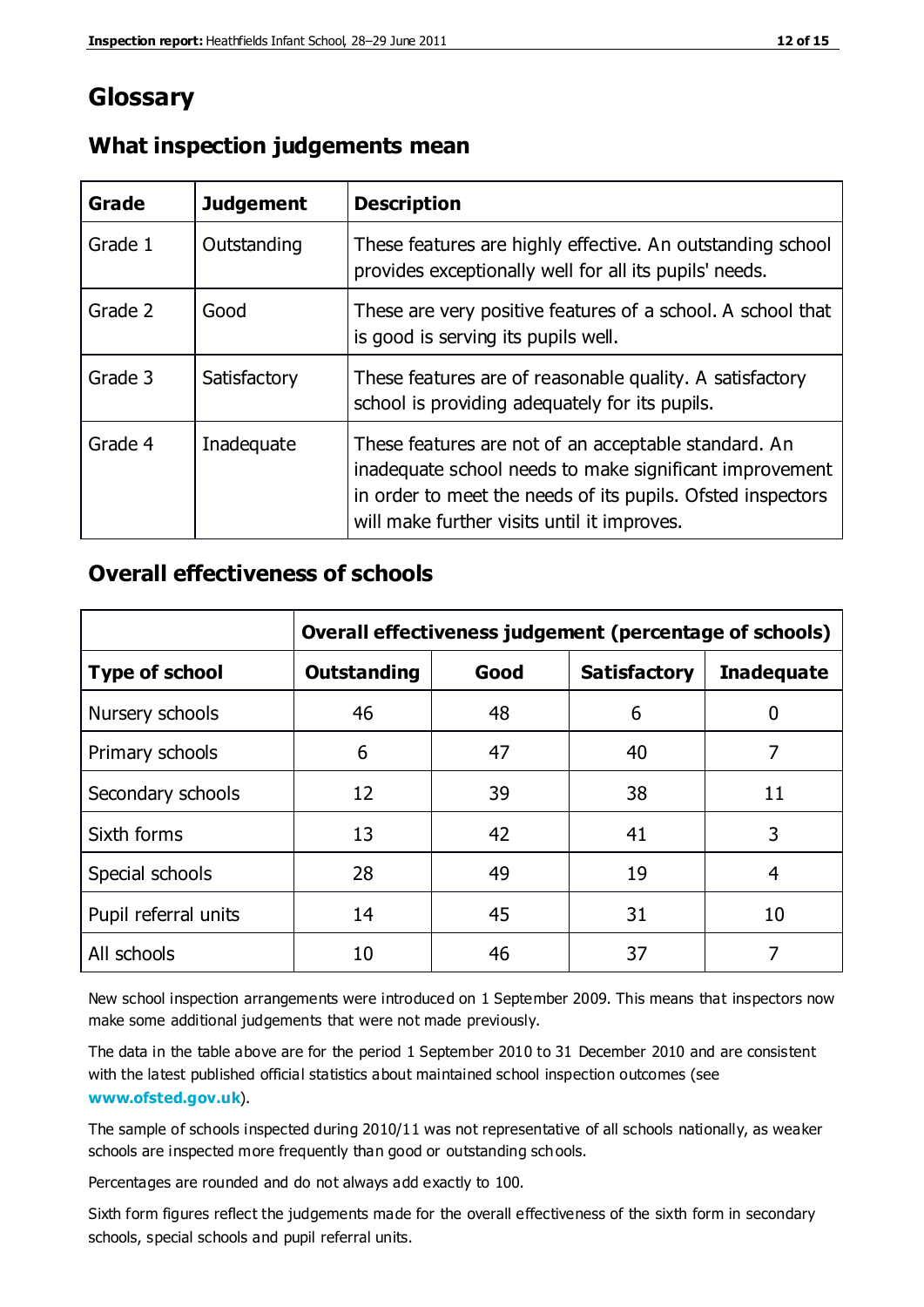# Glossary

## What inspection judgements mean

| Grade | Judgement | Description |
|---|---|---|
| Grade 1 | Outstanding | These features are highly effective. An outstanding school provides exceptionally well for all its pupils' needs. |
| Grade 2 | Good | These are very positive features of a school. A school that is good is serving its pupils well. |
| Grade 3 | Satisfactory | These features are of reasonable quality. A satisfactory school is providing adequately for its pupils. |
| Grade 4 | Inadequate | These features are not of an acceptable standard. An inadequate school needs to make significant improvement in order to meet the needs of its pupils. Ofsted inspectors will make further visits until it improves. |

## Overall effectiveness of schools

| | Overall effectiveness judgement (percentage of schools) | | | |
|---|---|---|---|---|
| **Type of school** | **Outstanding** | **Good** | **Satisfactory** | **Inadequate** |
| Nursery schools | 46 | 48 | 6 | 0 |
| Primary schools | 6 | 47 | 40 | 7 |
| Secondary schools | 12 | 39 | 38 | 11 |
| Sixth forms | 13 | 42 | 41 | 3 |
| Special schools | 28 | 49 | 19 | 4 |
| Pupil referral units | 14 | 45 | 31 | 10 |
| All schools | 10 | 46 | 37 | 7 |

New school inspection arrangements were introduced on 1 September 2009. This means that inspectors now make some additional judgements that were not made previously.

The data in the table above are for the period 1 September 2010 to 31 December 2010 and are consistent with the latest published official statistics about maintained school inspection outcomes (see **www.ofsted.gov.uk**).

The sample of schools inspected during 2010/11 was not representative of all schools nationally, as weaker schools are inspected more frequently than good or outstanding schools.

Percentages are rounded and do not always add exactly to 100.

Sixth form figures reflect the judgements made for the overall effectiveness of the sixth form in secondary schools, special schools and pupil referral units.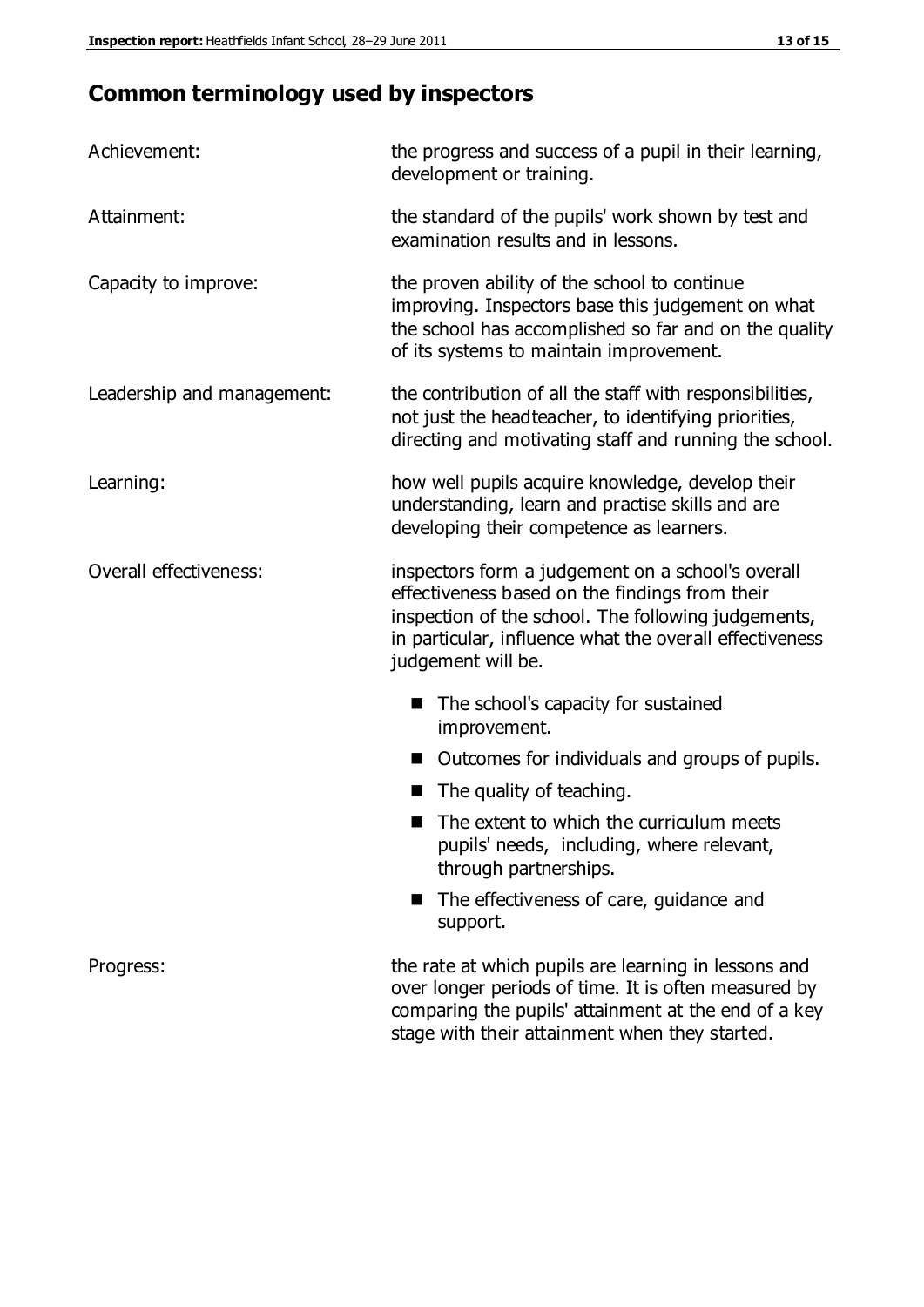## Common terminology used by inspectors

| | |
|---|---|
| Achievement: | the progress and success of a pupil in their learning, development or training. |
| Attainment: | the standard of the pupils' work shown by test and examination results and in lessons. |
| Capacity to improve: | the proven ability of the school to continue improving. Inspectors base this judgement on what the school has accomplished so far and on the quality of its systems to maintain improvement. |
| Leadership and management: | the contribution of all the staff with responsibilities, not just the headteacher, to identifying priorities, directing and motivating staff and running the school. |
| Learning: | how well pupils acquire knowledge, develop their understanding, learn and practise skills and are developing their competence as learners. |
| Overall effectiveness: | inspectors form a judgement on a school's overall effectiveness based on the findings from their inspection of the school. The following judgements, in particular, influence what the overall effectiveness judgement will be. |

- The school's capacity for sustained improvement.
- Outcomes for individuals and groups of pupils.
- The quality of teaching.
- The extent to which the curriculum meets pupils' needs, including, where relevant, through partnerships.
- The effectiveness of care, guidance and support.

| | |
|---|---|
| Progress: | the rate at which pupils are learning in lessons and over longer periods of time. It is often measured by comparing the pupils' attainment at the end of a key stage with their attainment when they started. |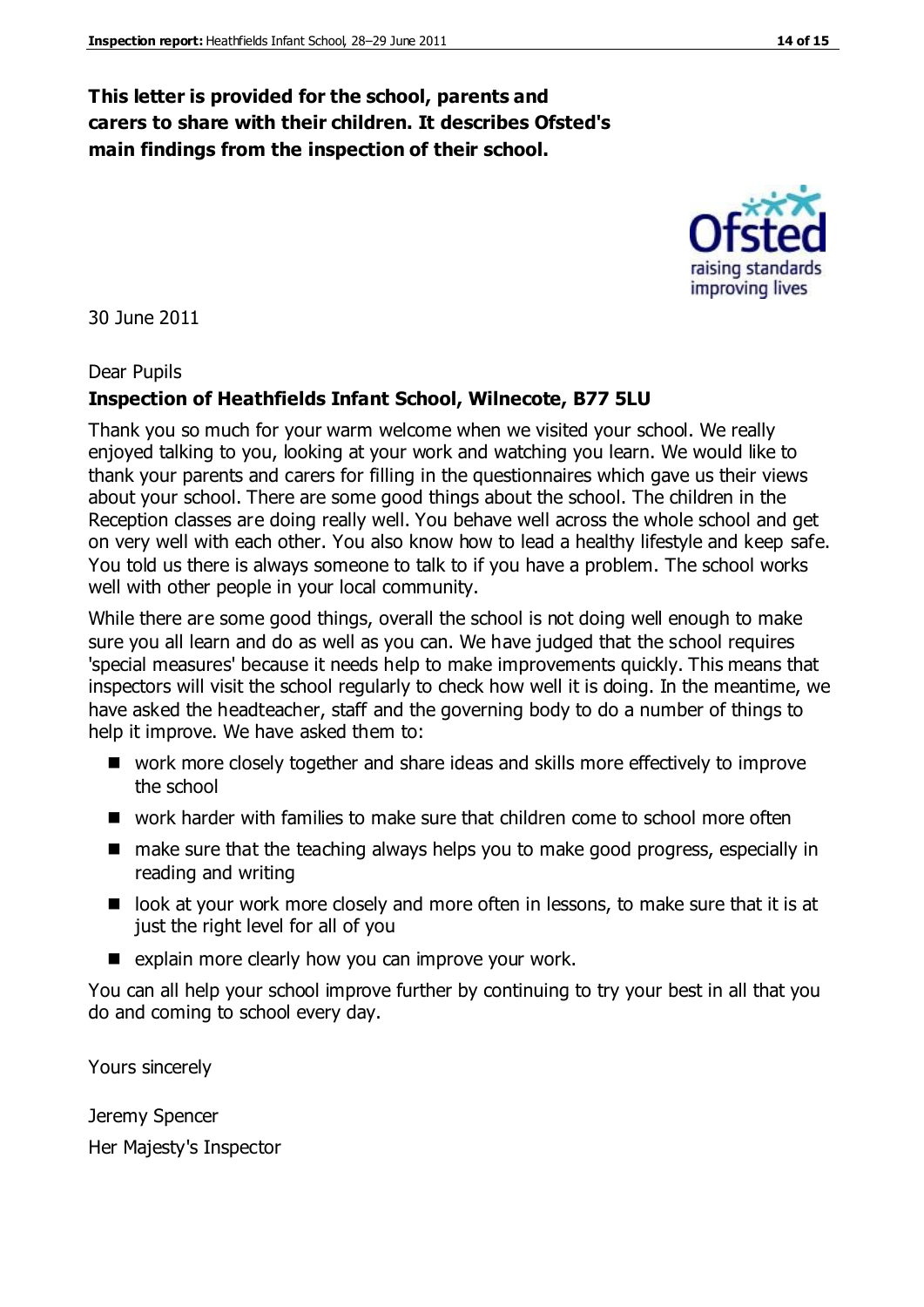**This letter is provided for the school, parents and carers to share with their children. It describes Ofsted's main findings from the inspection of their school.**

30 June 2011

Dear Pupils

**Inspection of Heathfields Infant School, Wilnecote, B77 5LU**

Thank you so much for your warm welcome when we visited your school. We really enjoyed talking to you, looking at your work and watching you learn. We would like to thank your parents and carers for filling in the questionnaires which gave us their views about your school. There are some good things about the school. The children in the Reception classes are doing really well. You behave well across the whole school and get on very well with each other. You also know how to lead a healthy lifestyle and keep safe. You told us there is always someone to talk to if you have a problem. The school works well with other people in your local community.

While there are some good things, overall the school is not doing well enough to make sure you all learn and do as well as you can. We have judged that the school requires 'special measures' because it needs help to make improvements quickly. This means that inspectors will visit the school regularly to check how well it is doing. In the meantime, we have asked the headteacher, staff and the governing body to do a number of things to help it improve. We have asked them to:

- work more closely together and share ideas and skills more effectively to improve the school
- work harder with families to make sure that children come to school more often
- make sure that the teaching always helps you to make good progress, especially in reading and writing
- look at your work more closely and more often in lessons, to make sure that it is at just the right level for all of you
- explain more clearly how you can improve your work.

You can all help your school improve further by continuing to try your best in all that you do and coming to school every day.

Yours sincerely

Jeremy Spencer

Her Majesty's Inspector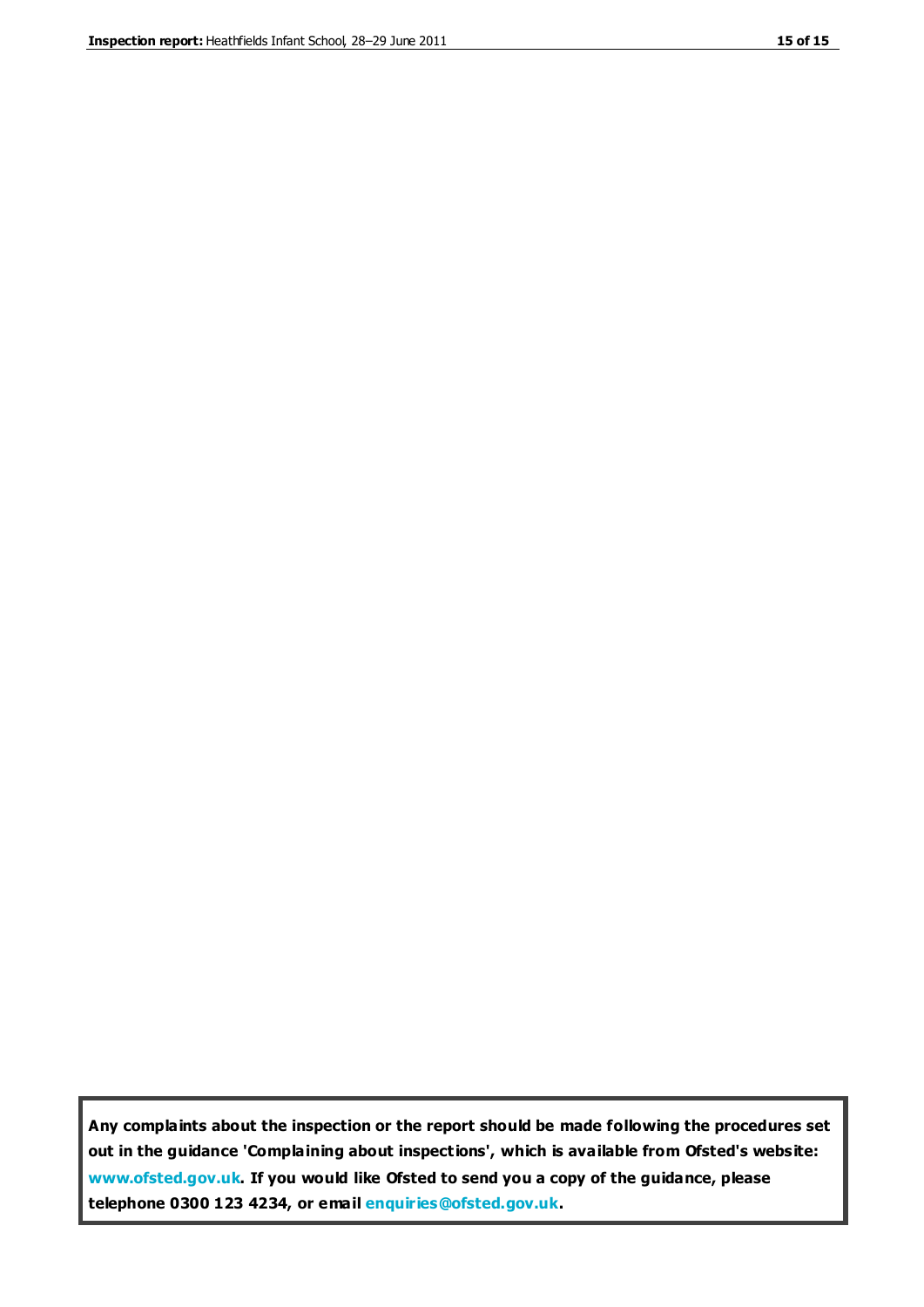**Any complaints about the inspection or the report should be made following the procedures set out in the guidance 'Complaining about inspections', which is available from Ofsted's website: www.ofsted.gov.uk. If you would like Ofsted to send you a copy of the guidance, please telephone 0300 123 4234, or email enquiries@ofsted.gov.uk.**